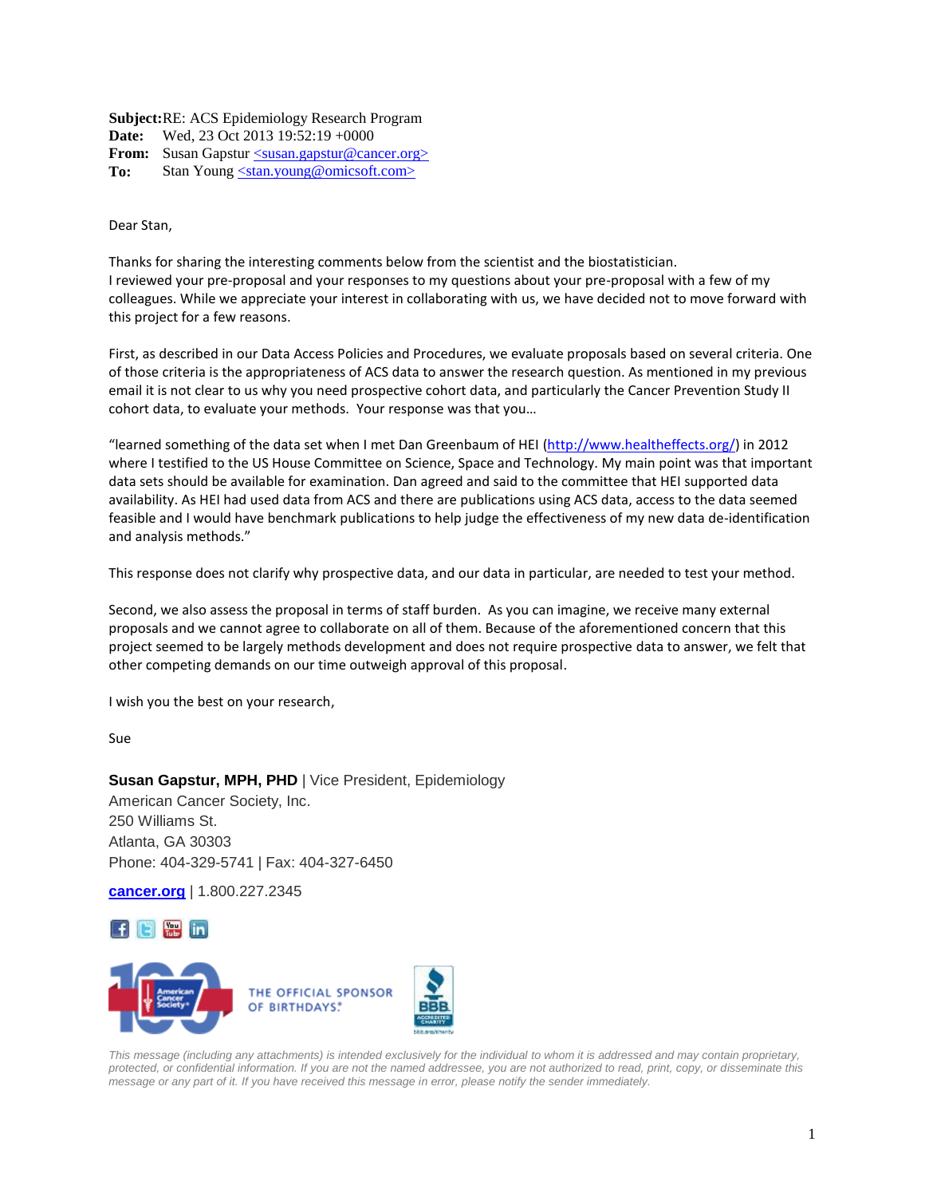**Subject:** RE: ACS Epidemiology Research Program
**Date:** Wed, 23 Oct 2013 19:52:19 +0000
**From:** Susan Gapstur <susan.gapstur@cancer.org>
**To:** Stan Young <stan.young@omicsoft.com>

Dear Stan,

Thanks for sharing the interesting comments below from the scientist and the biostatistician.
I reviewed your pre-proposal and your responses to my questions about your pre-proposal with a few of my colleagues. While we appreciate your interest in collaborating with us, we have decided not to move forward with this project for a few reasons.

First, as described in our Data Access Policies and Procedures, we evaluate proposals based on several criteria. One of those criteria is the appropriateness of ACS data to answer the research question. As mentioned in my previous email it is not clear to us why you need prospective cohort data, and particularly the Cancer Prevention Study II cohort data, to evaluate your methods. Your response was that you…

"learned something of the data set when I met Dan Greenbaum of HEI (http://www.healtheffects.org/) in 2012 where I testified to the US House Committee on Science, Space and Technology. My main point was that important data sets should be available for examination. Dan agreed and said to the committee that HEI supported data availability. As HEI had used data from ACS and there are publications using ACS data, access to the data seemed feasible and I would have benchmark publications to help judge the effectiveness of my new data de-identification and analysis methods."

This response does not clarify why prospective data, and our data in particular, are needed to test your method.

Second, we also assess the proposal in terms of staff burden. As you can imagine, we receive many external proposals and we cannot agree to collaborate on all of them. Because of the aforementioned concern that this project seemed to be largely methods development and does not require prospective data to answer, we felt that other competing demands on our time outweigh approval of this proposal.

I wish you the best on your research,

Sue

**Susan Gapstur, MPH, PHD** | Vice President, Epidemiology
American Cancer Society, Inc.
250 Williams St.
Atlanta, GA 30303
Phone: 404-329-5741 | Fax: 404-327-6450

**cancer.org** | 1.800.227.2345

THE OFFICIAL SPONSOR OF BIRTHDAYS.

*This message (including any attachments) is intended exclusively for the individual to whom it is addressed and may contain proprietary, protected, or confidential information. If you are not the named addressee, you are not authorized to read, print, copy, or disseminate this message or any part of it. If you have received this message in error, please notify the sender immediately.*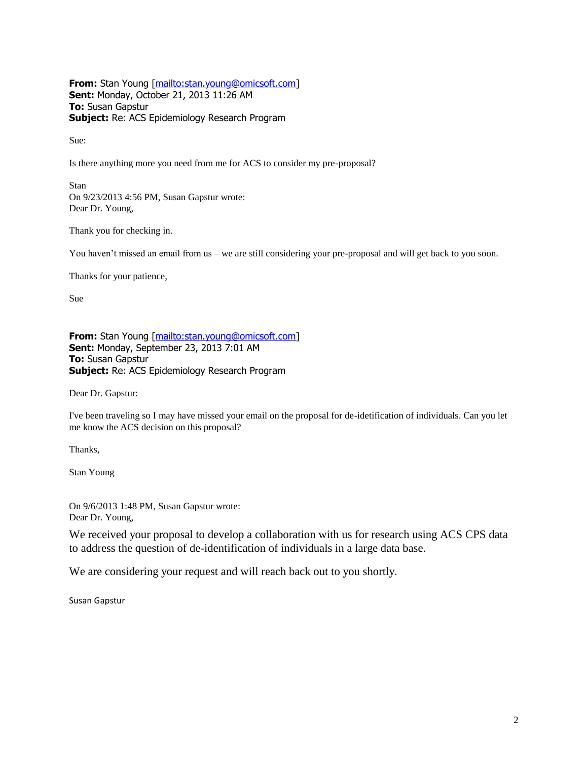**From:** Stan Young [mailto:stan.young@omicsoft.com]
**Sent:** Monday, October 21, 2013 11:26 AM
**To:** Susan Gapstur
**Subject:** Re: ACS Epidemiology Research Program

Sue:

Is there anything more you need from me for ACS to consider my pre-proposal?

Stan
On 9/23/2013 4:56 PM, Susan Gapstur wrote:
Dear Dr. Young,

Thank you for checking in.

You haven't missed an email from us – we are still considering your pre-proposal and will get back to you soon.

Thanks for your patience,

Sue

**From:** Stan Young [mailto:stan.young@omicsoft.com]
**Sent:** Monday, September 23, 2013 7:01 AM
**To:** Susan Gapstur
**Subject:** Re: ACS Epidemiology Research Program

Dear Dr. Gapstur:

I've been traveling so I may have missed your email on the proposal for de-idetification of individuals. Can you let me know the ACS decision on this proposal?

Thanks,

Stan Young

On 9/6/2013 1:48 PM, Susan Gapstur wrote:
Dear Dr. Young,

We received your proposal to develop a collaboration with us for research using ACS CPS data to address the question of de-identification of individuals in a large data base.

We are considering your request and will reach back out to you shortly.

Susan Gapstur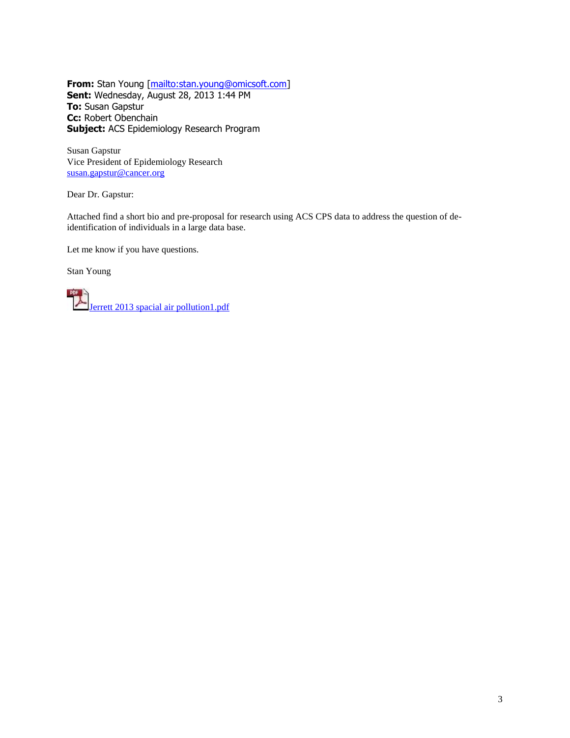**From:** Stan Young [mailto:stan.young@omicsoft.com]
**Sent:** Wednesday, August 28, 2013 1:44 PM
**To:** Susan Gapstur
**Cc:** Robert Obenchain
**Subject:** ACS Epidemiology Research Program

Susan Gapstur
Vice President of Epidemiology Research
susan.gapstur@cancer.org

Dear Dr. Gapstur:

Attached find a short bio and pre-proposal for research using ACS CPS data to address the question of de-identification of individuals in a large data base.

Let me know if you have questions.

Stan Young

Jerrett 2013 spacial air pollution1.pdf